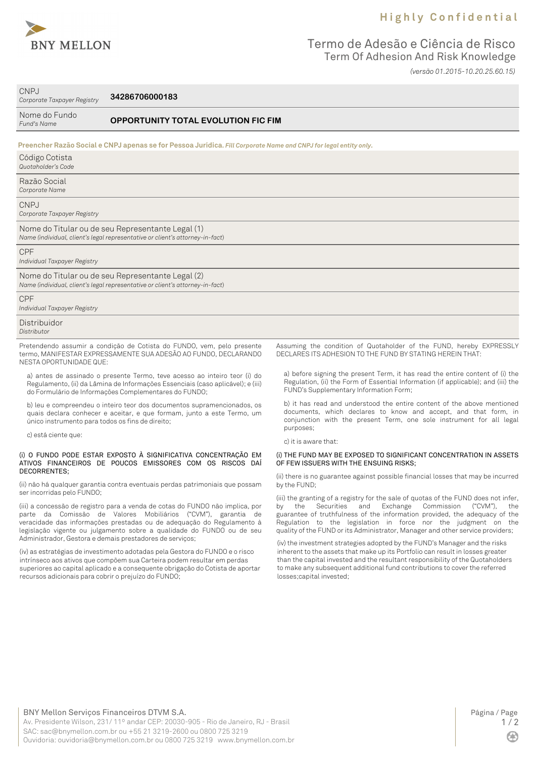**Highly Confidential**

# Termo de Adesão e Ciência de Risco
## Term Of Adhesion And Risk Knowledge

*(versão 01.2015-10.20.25.60.15)*

| | |
|---|---|
| CNPJ *Corporate Taxpayer Registry* | **34286706000183** |
| Nome do Fundo *Fund's Name* | **OPPORTUNITY TOTAL EVOLUTION FIC FIM** |

**Preencher Razão Social e CNPJ apenas se for Pessoa Jurídica.** ***Fill Corporate Name and CNPJ for legal entity only.***

| | |
|---|---|
| Código Cotista *Quotaholder's Code* | |
| Razão Social *Corporate Name* | |
| CNPJ *Corporate Taxpayer Registry* | |
| Nome do Titular ou de seu Representante Legal (1) *Name (individual, client's legal representative or client's attorney-in-fact)* | |
| CPF *Individual Taxpayer Registry* | |
| Nome do Titular ou de seu Representante Legal (2) *Name (individual, client's legal representative or client's attorney-in-fact)* | |
| CPF *Individual Taxpayer Registry* | |
| Distribuidor *Distributor* | |

Pretendendo assumir a condição de Cotista do FUNDO, vem, pelo presente termo, MANIFESTAR EXPRESSAMENTE SUA ADESÃO AO FUNDO, DECLARANDO NESTA OPORTUNIDADE QUE:

a) antes de assinado o presente Termo, teve acesso ao inteiro teor (i) do Regulamento, (ii) da Lâmina de Informações Essenciais (caso aplicável); e (iii) do Formulário de Informações Complementares do FUNDO;

b) leu e compreendeu o inteiro teor dos documentos supramencionados, os quais declara conhecer e aceitar, e que formam, junto a este Termo, um único instrumento para todos os fins de direito;

c) está ciente que:

(i) O FUNDO PODE ESTAR EXPOSTO À SIGNIFICATIVA CONCENTRAÇÃO EM ATIVOS FINANCEIROS DE POUCOS EMISSORES COM OS RISCOS DAÍ DECORRENTES;

(ii) não há qualquer garantia contra eventuais perdas patrimoniais que possam ser incorridas pelo FUNDO;

(iii) a concessão de registro para a venda de cotas do FUNDO não implica, por parte da Comissão de Valores Mobiliários ("CVM"), garantia de veracidade das informações prestadas ou de adequação do Regulamento à legislação vigente ou julgamento sobre a qualidade do FUNDO ou de seu Administrador, Gestora e demais prestadores de serviços;

(iv) as estratégias de investimento adotadas pela Gestora do FUNDO e o risco intrínseco aos ativos que compõem sua Carteira podem resultar em perdas superiores ao capital aplicado e a consequente obrigação do Cotista de aportar recursos adicionais para cobrir o prejuízo do FUNDO;

Assuming the condition of Quotaholder of the FUND, hereby EXPRESSLY DECLARES ITS ADHESION TO THE FUND BY STATING HEREIN THAT:

a) before signing the present Term, it has read the entire content of (i) the Regulation, (ii) the Form of Essential Information (if applicable); and (iii) the FUND's Supplementary Information Form;

b) it has read and understood the entire content of the above mentioned documents, which declares to know and accept, and that form, in conjunction with the present Term, one sole instrument for all legal purposes;

c) it is aware that:

(i) THE FUND MAY BE EXPOSED TO SIGNIFICANT CONCENTRATION IN ASSETS OF FEW ISSUERS WITH THE ENSUING RISKS;

(ii) there is no guarantee against possible financial losses that may be incurred by the FUND;

(iii) the granting of a registry for the sale of quotas of the FUND does not infer, by the Securities and Exchange Commission ("CVM"), the guarantee of truthfulness of the information provided, the adequacy of the Regulation to the legislation in force nor the judgment on the quality of the FUND or its Administrator, Manager and other service providers;

(iv) the investment strategies adopted by the FUND's Manager and the risks inherent to the assets that make up its Portfolio can result in losses greater than the capital invested and the resultant responsibility of the Quotaholders to make any subsequent additional fund contributions to cover the referred losses;capital invested;

BNY Mellon Serviços Financeiros DTVM S.A.
Av. Presidente Wilson, 231/ 11º andar CEP: 20030-905 - Rio de Janeiro, RJ - Brasil
SAC: sac@bnymellon.com.br ou +55 21 3219-2600 ou 0800 725 3219
Ouvidoria: ouvidoria@bnymellon.com.br ou 0800 725 3219 www.bnymellon.com.br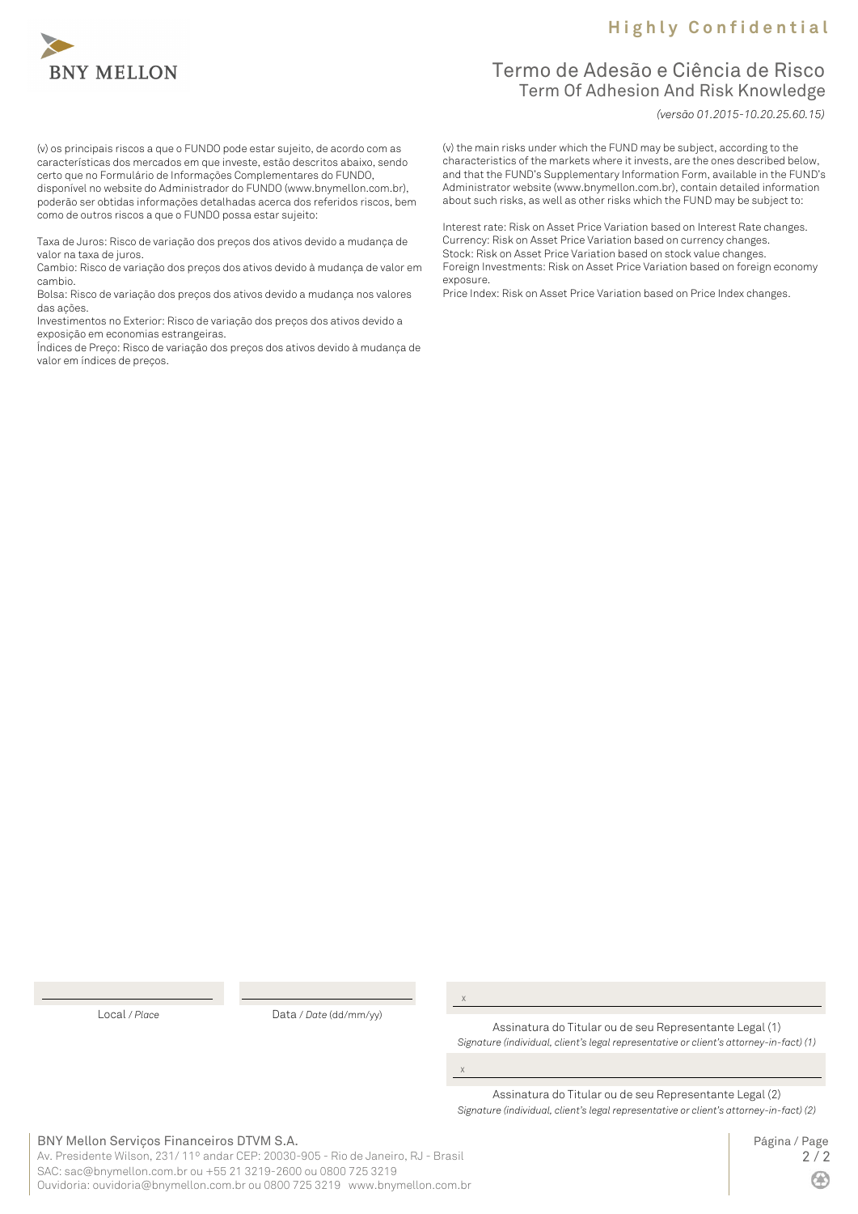Highly Confidential

# Termo de Adesão e Ciência de Risco
## Term Of Adhesion And Risk Knowledge

*(versão 01.2015-10.20.25.60.15)*

(v) os principais riscos a que o FUNDO pode estar sujeito, de acordo com as características dos mercados em que investe, estão descritos abaixo, sendo certo que no Formulário de Informações Complementares do FUNDO, disponível no website do Administrador do FUNDO (www.bnymellon.com.br), poderão ser obtidas informações detalhadas acerca dos referidos riscos, bem como de outros riscos a que o FUNDO possa estar sujeito:

Taxa de Juros: Risco de variação dos preços dos ativos devido a mudança de valor na taxa de juros.
Cambio: Risco de variação dos preços dos ativos devido à mudança de valor em cambio.
Bolsa: Risco de variação dos preços dos ativos devido a mudança nos valores das ações.
Investimentos no Exterior: Risco de variação dos preços dos ativos devido a exposição em economias estrangeiras.
Índices de Preço: Risco de variação dos preços dos ativos devido à mudança de valor em índices de preços.

(v) the main risks under which the FUND may be subject, according to the characteristics of the markets where it invests, are the ones described below, and that the FUND's Supplementary Information Form, available in the FUND's Administrator website (www.bnymellon.com.br), contain detailed information about such risks, as well as other risks which the FUND may be subject to:

Interest rate: Risk on Asset Price Variation based on Interest Rate changes.
Currency: Risk on Asset Price Variation based on currency changes.
Stock: Risk on Asset Price Variation based on stock value changes.
Foreign Investments: Risk on Asset Price Variation based on foreign economy exposure.
Price Index: Risk on Asset Price Variation based on Price Index changes.

Local / *Place*

Data / *Date* (dd/mm/yy)

x

Assinatura do Titular ou de seu Representante Legal (1)
*Signature (individual, client's legal representative or client's attorney-in-fact) (1)*

x

Assinatura do Titular ou de seu Representante Legal (2)
*Signature (individual, client's legal representative or client's attorney-in-fact) (2)*

BNY Mellon Serviços Financeiros DTVM S.A.
Av. Presidente Wilson, 231/ 11º andar CEP: 20030-905 - Rio de Janeiro, RJ - Brasil
SAC: sac@bnymellon.com.br ou +55 21 3219-2600 ou 0800 725 3219
Ouvidoria: ouvidoria@bnymellon.com.br ou 0800 725 3219 www.bnymellon.com.br